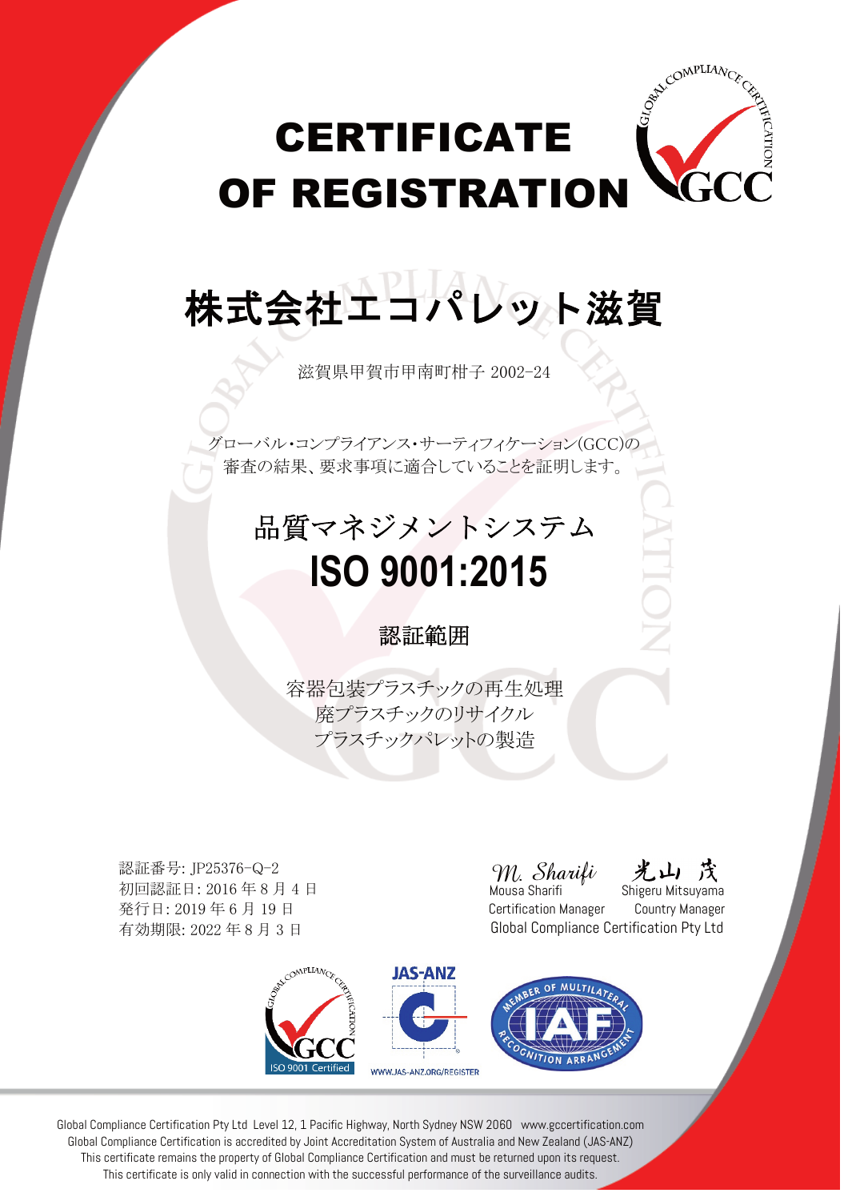# CERTIFICATE OF REGISTRATION

# 株式会社エコパレット滋賀

滋賀県甲賀市甲南町柑子 2002-24

グローバル・コンプライアンス・サーティフィケーション(GCC)の
審査の結果、要求事項に適合していることを証明します。

## 品質マネジメントシステム
## ISO 9001:2015

### 認証範囲

容器包装プラスチックの再生処理
廃プラスチックのリサイクル
プラスチックパレットの製造

認証番号: JP25376-Q-2
初回認証日: 2016 年 8 月 4 日
発行日: 2019 年 6 月 19 日
有効期限: 2022 年 8 月 3 日

| Mousa Sharifi | Shigeru Mitsuyama |
| --- | --- |
| Certification Manager | Country Manager |

Global Compliance Certification Pty Ltd

ISO 9001 Certified

JAS-ANZ
WWW.JAS-ANZ.ORG/REGISTER

MEMBER OF MULTILATERAL RECOGNITION ARRANGEMENT IAF

Global Compliance Certification Pty Ltd Level 12, 1 Pacific Highway, North Sydney NSW 2060 www.gccertification.com
Global Compliance Certification is accredited by Joint Accreditation System of Australia and New Zealand (JAS-ANZ)
This certificate remains the property of Global Compliance Certification and must be returned upon its request.
This certificate is only valid in connection with the successful performance of the surveillance audits.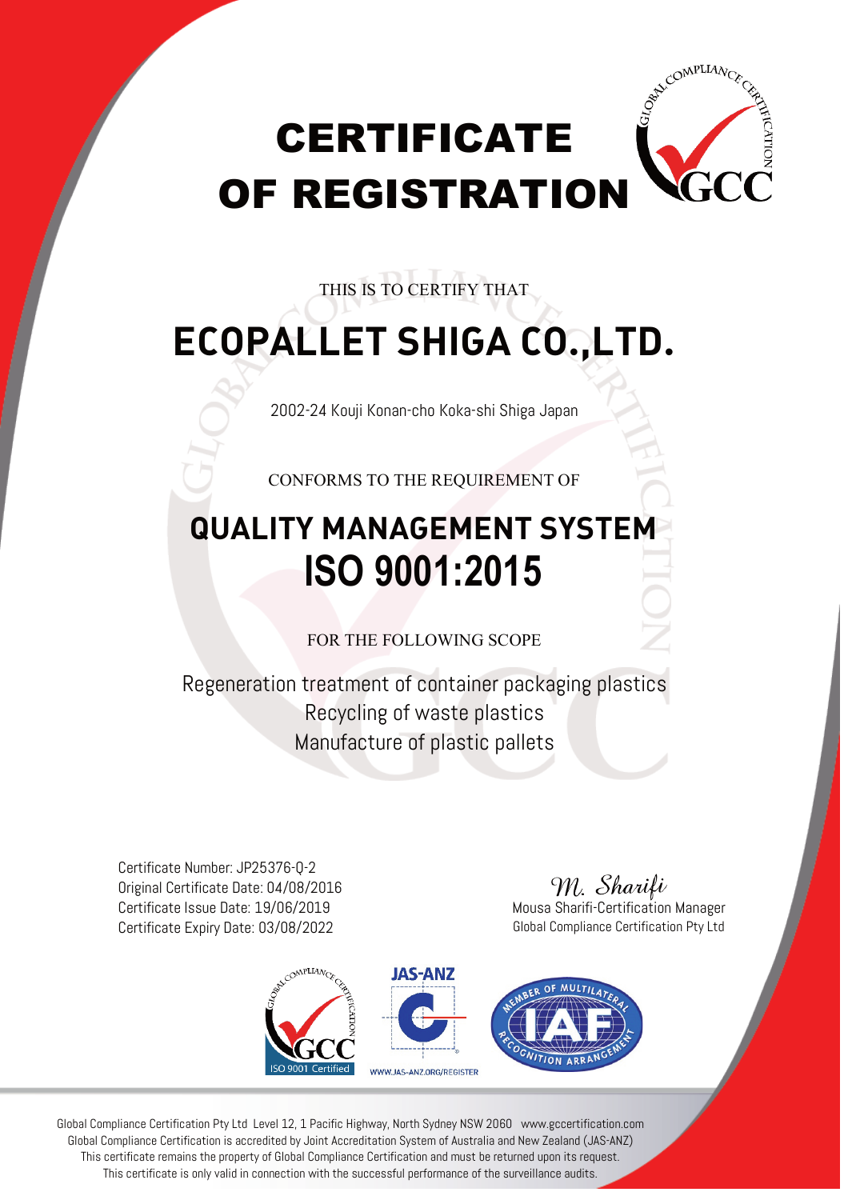# CERTIFICATE OF REGISTRATION

THIS IS TO CERTIFY THAT

## ECOPALLET SHIGA CO.,LTD.

2002-24 Kouji Konan-cho Koka-shi Shiga Japan

CONFORMS TO THE REQUIREMENT OF

## QUALITY MANAGEMENT SYSTEM
## ISO 9001:2015

FOR THE FOLLOWING SCOPE

Regeneration treatment of container packaging plastics
Recycling of waste plastics
Manufacture of plastic pallets

Certificate Number: JP25376-Q-2
Original Certificate Date: 04/08/2016
Certificate Issue Date: 19/06/2019
Certificate Expiry Date: 03/08/2022

M. Sharifi
Mousa Sharifi-Certification Manager
Global Compliance Certification Pty Ltd

ISO 9001 Certified

JAS-ANZ
WWW.JAS-ANZ.ORG/REGISTER

MEMBER OF MULTILATERAL RECOGNITION ARRANGEMENT IAF

Global Compliance Certification Pty Ltd Level 12, 1 Pacific Highway, North Sydney NSW 2060 www.gccertification.com
Global Compliance Certification is accredited by Joint Accreditation System of Australia and New Zealand (JAS-ANZ)
This certificate remains the property of Global Compliance Certification and must be returned upon its request.
This certificate is only valid in connection with the successful performance of the surveillance audits.